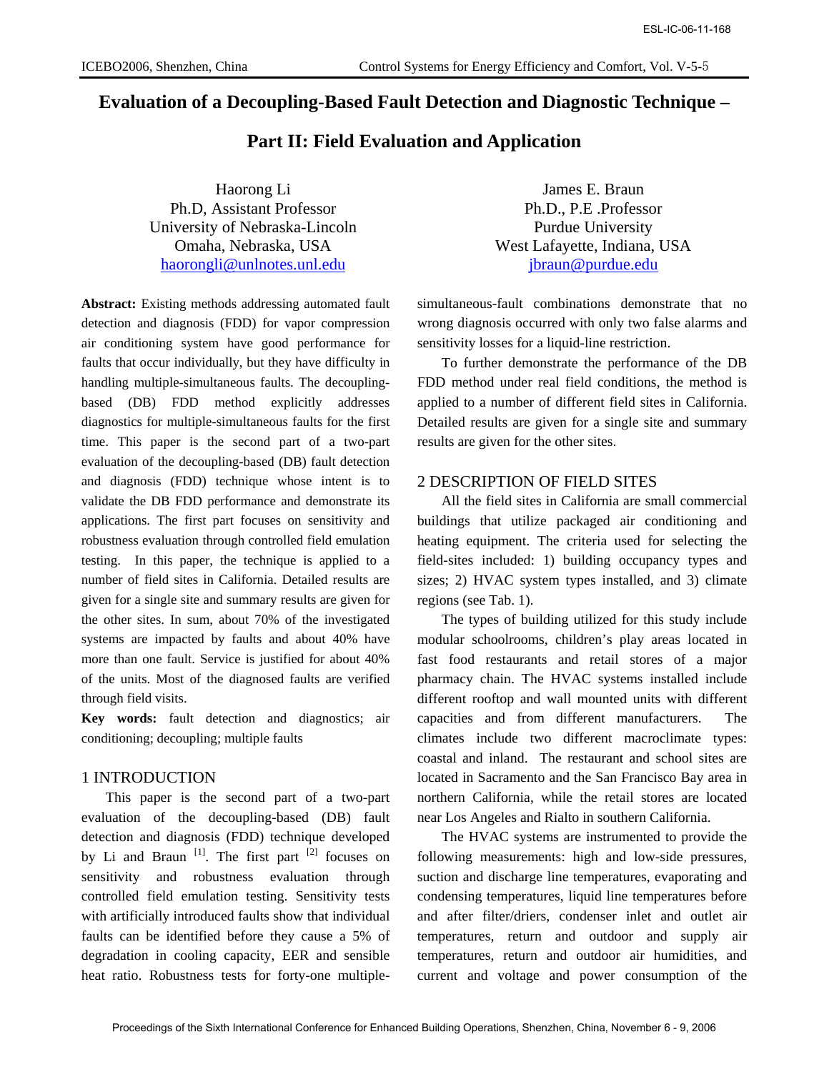# Evaluation of a Decoupling-Based Fault Detection and Diagnostic Technique – Part II: Field Evaluation and Application

Haorong Li
Ph.D, Assistant Professor
University of Nebraska-Lincoln
Omaha, Nebraska, USA
haorongli@unlnotes.unl.edu

James E. Braun
Ph.D., P.E .Professor
Purdue University
West Lafayette, Indiana, USA
jbraun@purdue.edu

**Abstract:** Existing methods addressing automated fault detection and diagnosis (FDD) for vapor compression air conditioning system have good performance for faults that occur individually, but they have difficulty in handling multiple-simultaneous faults. The decoupling-based (DB) FDD method explicitly addresses diagnostics for multiple-simultaneous faults for the first time. This paper is the second part of a two-part evaluation of the decoupling-based (DB) fault detection and diagnosis (FDD) technique whose intent is to validate the DB FDD performance and demonstrate its applications. The first part focuses on sensitivity and robustness evaluation through controlled field emulation testing. In this paper, the technique is applied to a number of field sites in California. Detailed results are given for a single site and summary results are given for the other sites. In sum, about 70% of the investigated systems are impacted by faults and about 40% have more than one fault. Service is justified for about 40% of the units. Most of the diagnosed faults are verified through field visits.

**Key words:** fault detection and diagnostics; air conditioning; decoupling; multiple faults

## 1 INTRODUCTION

This paper is the second part of a two-part evaluation of the decoupling-based (DB) fault detection and diagnosis (FDD) technique developed by Li and Braun [1]. The first part [2] focuses on sensitivity and robustness evaluation through controlled field emulation testing. Sensitivity tests with artificially introduced faults show that individual faults can be identified before they cause a 5% of degradation in cooling capacity, EER and sensible heat ratio. Robustness tests for forty-one multiple-simultaneous-fault combinations demonstrate that no wrong diagnosis occurred with only two false alarms and sensitivity losses for a liquid-line restriction.

To further demonstrate the performance of the DB FDD method under real field conditions, the method is applied to a number of different field sites in California. Detailed results are given for a single site and summary results are given for the other sites.

## 2 DESCRIPTION OF FIELD SITES

All the field sites in California are small commercial buildings that utilize packaged air conditioning and heating equipment. The criteria used for selecting the field-sites included: 1) building occupancy types and sizes; 2) HVAC system types installed, and 3) climate regions (see Tab. 1).

The types of building utilized for this study include modular schoolrooms, children's play areas located in fast food restaurants and retail stores of a major pharmacy chain. The HVAC systems installed include different rooftop and wall mounted units with different capacities and from different manufacturers. The climates include two different macroclimate types: coastal and inland. The restaurant and school sites are located in Sacramento and the San Francisco Bay area in northern California, while the retail stores are located near Los Angeles and Rialto in southern California.

The HVAC systems are instrumented to provide the following measurements: high and low-side pressures, suction and discharge line temperatures, evaporating and condensing temperatures, liquid line temperatures before and after filter/driers, condenser inlet and outlet air temperatures, return and outdoor and supply air temperatures, return and outdoor air humidities, and current and voltage and power consumption of the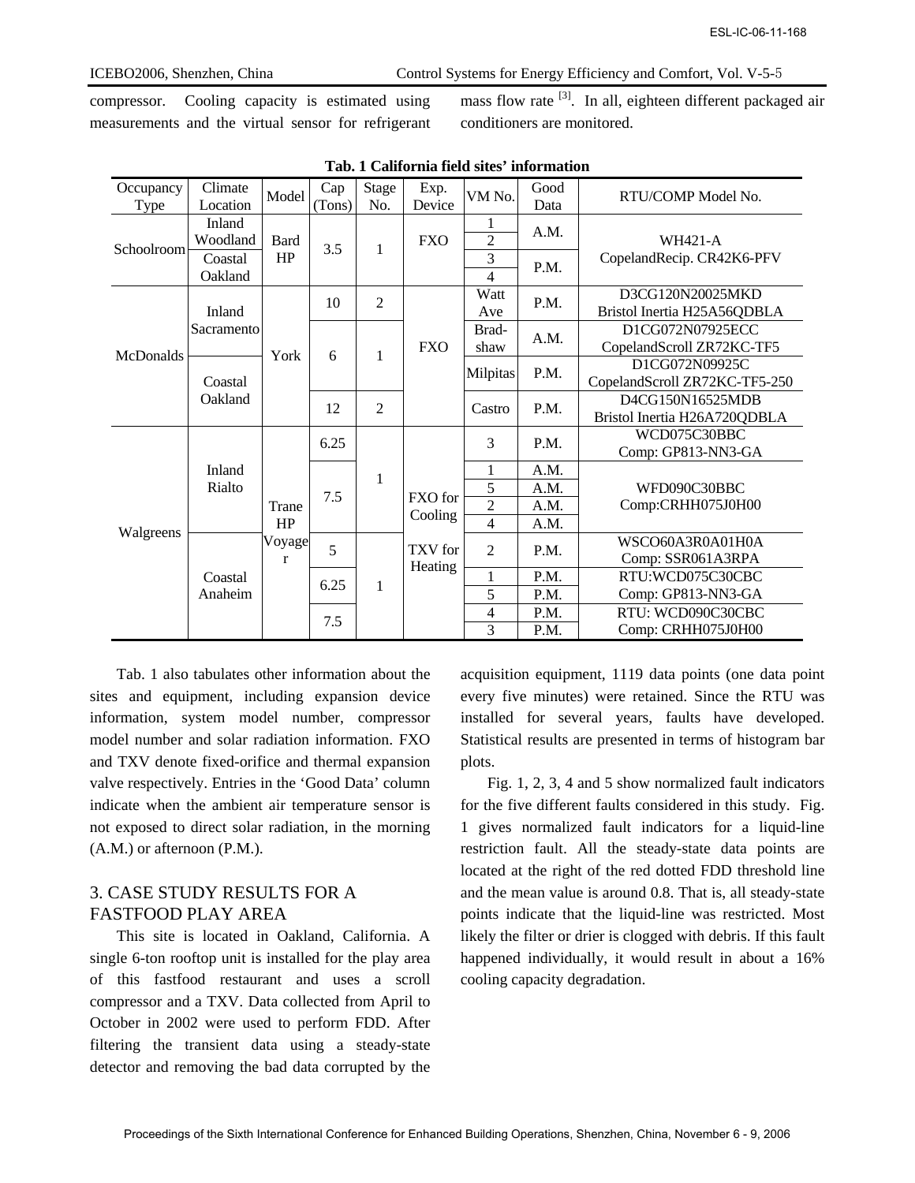compressor. Cooling capacity is estimated using measurements and the virtual sensor for refrigerant mass flow rate [3]. In all, eighteen different packaged air conditioners are monitored.

**Tab. 1 California field sites' information**

| Occupancy Type | Climate Location | Model | Cap (Tons) | Stage No. | Exp. Device | VM No. | Good Data | RTU/COMP Model No. |
|---|---|---|---|---|---|---|---|---|
| Schoolroom | Inland Woodland | Bard HP | 3.5 | 1 | FXO | 1 | A.M. | WH421-A CopelandRecip. CR42K6-PFV |
| | | | | | | 2 | | |
| | Coastal Oakland | | | | | 3 | P.M. | |
| | | | | | | 4 | | |
| McDonalds | Inland Sacramento | York | 10 | 2 | FXO | Watt Ave | P.M. | D3CG120N20025MKD Bristol Inertia H25A56QDBLA |
| | | | 6 | 1 | | Brad-shaw | A.M. | D1CG072N07925ECC CopelandScroll ZR72KC-TF5 |
| | Coastal Oakland | | | | | Milpitas | P.M. | D1CG072N09925C CopelandScroll ZR72KC-TF5-250 |
| | | | 12 | 2 | | Castro | P.M. | D4CG150N16525MDB Bristol Inertia H26A720QDBLA |
| Walgreens | Inland Rialto | Trane HP Voyager | 6.25 | 1 | FXO for Cooling TXV for Heating | 3 | P.M. | WCD075C30BBC Comp: GP813-NN3-GA |
| | | | 7.5 | | | 1 | A.M. | WFD090C30BBC Comp:CRHH075J0H00 |
| | | | | | | 5 | A.M. | |
| | | | | | | 2 | A.M. | |
| | | | | | | 4 | A.M. | |
| | Coastal Anaheim | | 5 | 1 | | 2 | P.M. | WSCO60A3R0A01H0A Comp: SSR061A3RPA |
| | | | 6.25 | | | 1 | P.M. | RTU:WCD075C30CBC Comp: GP813-NN3-GA |
| | | | | | | 5 | P.M. | |
| | | | 7.5 | | | 4 | P.M. | RTU: WCD090C30CBC Comp: CRHH075J0H00 |
| | | | | | | 3 | P.M. | |

Tab. 1 also tabulates other information about the sites and equipment, including expansion device information, system model number, compressor model number and solar radiation information. FXO and TXV denote fixed-orifice and thermal expansion valve respectively. Entries in the 'Good Data' column indicate when the ambient air temperature sensor is not exposed to direct solar radiation, in the morning (A.M.) or afternoon (P.M.).

## 3. CASE STUDY RESULTS FOR A FASTFOOD PLAY AREA

This site is located in Oakland, California. A single 6-ton rooftop unit is installed for the play area of this fastfood restaurant and uses a scroll compressor and a TXV. Data collected from April to October in 2002 were used to perform FDD. After filtering the transient data using a steady-state detector and removing the bad data corrupted by the acquisition equipment, 1119 data points (one data point every five minutes) were retained. Since the RTU was installed for several years, faults have developed. Statistical results are presented in terms of histogram bar plots.

Fig. 1, 2, 3, 4 and 5 show normalized fault indicators for the five different faults considered in this study. Fig. 1 gives normalized fault indicators for a liquid-line restriction fault. All the steady-state data points are located at the right of the red dotted FDD threshold line and the mean value is around 0.8. That is, all steady-state points indicate that the liquid-line was restricted. Most likely the filter or drier is clogged with debris. If this fault happened individually, it would result in about a 16% cooling capacity degradation.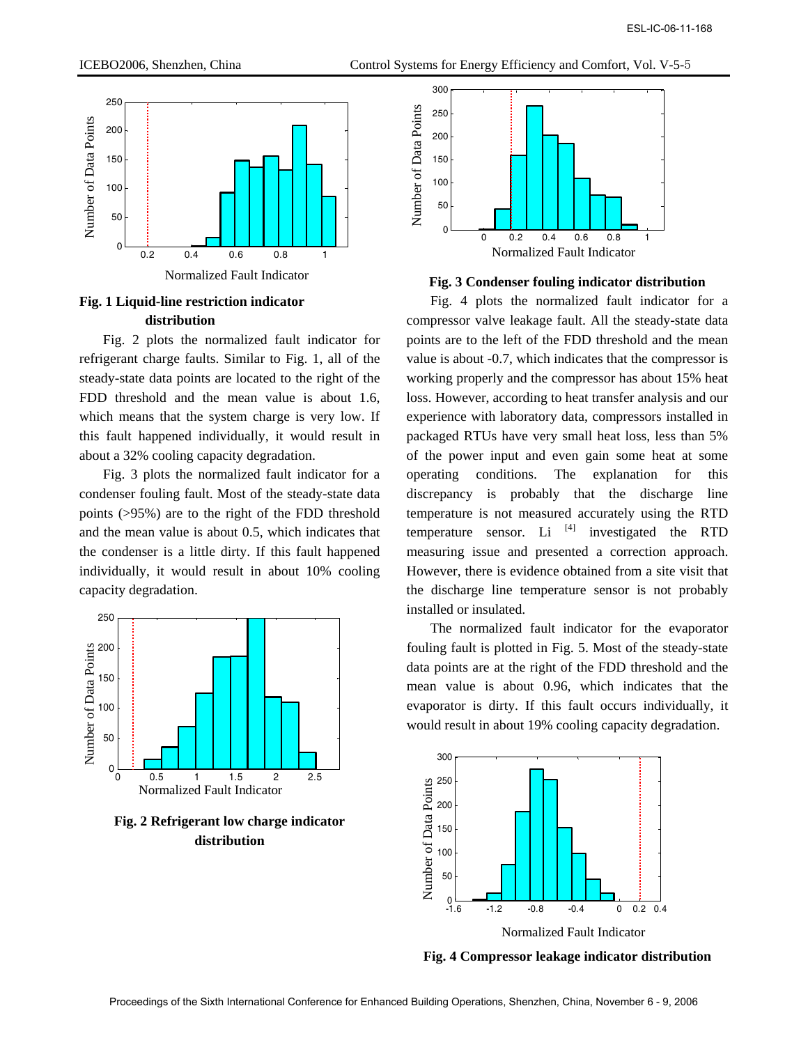**Fig. 1 Liquid-line restriction indicator distribution**

Fig. 2 plots the normalized fault indicator for refrigerant charge faults. Similar to Fig. 1, all of the steady-state data points are located to the right of the FDD threshold and the mean value is about 1.6, which means that the system charge is very low. If this fault happened individually, it would result in about a 32% cooling capacity degradation.

Fig. 3 plots the normalized fault indicator for a condenser fouling fault. Most of the steady-state data points (>95%) are to the right of the FDD threshold and the mean value is about 0.5, which indicates that the condenser is a little dirty. If this fault happened individually, it would result in about 10% cooling capacity degradation.

**Fig. 2 Refrigerant low charge indicator distribution**

**Fig. 3 Condenser fouling indicator distribution**

Fig. 4 plots the normalized fault indicator for a compressor valve leakage fault. All the steady-state data points are to the left of the FDD threshold and the mean value is about -0.7, which indicates that the compressor is working properly and the compressor has about 15% heat loss. However, according to heat transfer analysis and our experience with laboratory data, compressors installed in packaged RTUs have very small heat loss, less than 5% of the power input and even gain some heat at some operating conditions. The explanation for this discrepancy is probably that the discharge line temperature is not measured accurately using the RTD temperature sensor. Li [4] investigated the RTD measuring issue and presented a correction approach. However, there is evidence obtained from a site visit that the discharge line temperature sensor is not probably installed or insulated.

The normalized fault indicator for the evaporator fouling fault is plotted in Fig. 5. Most of the steady-state data points are at the right of the FDD threshold and the mean value is about 0.96, which indicates that the evaporator is dirty. If this fault occurs individually, it would result in 19% cooling capacity degradation.

**Fig. 4 Compressor leakage indicator distribution**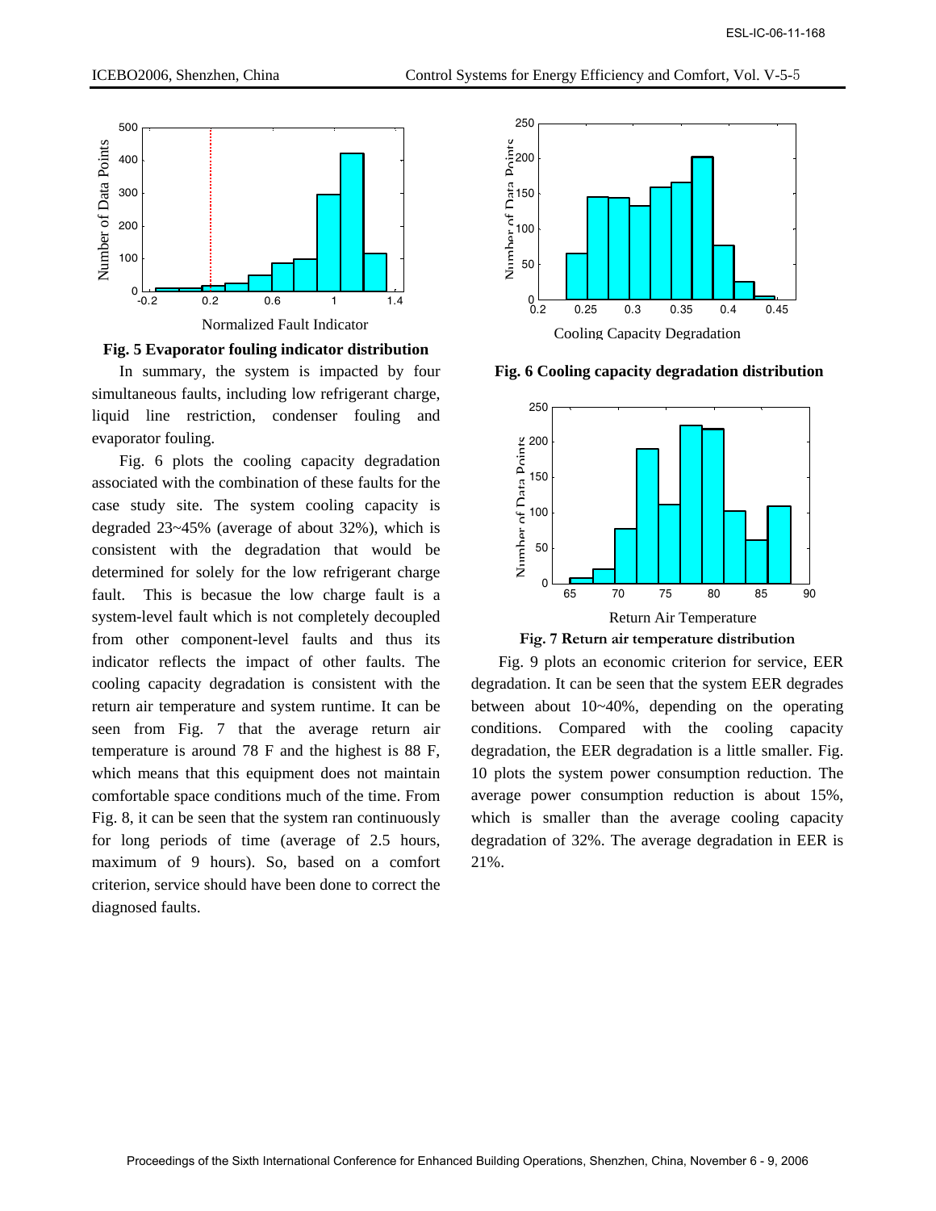**Fig. 5 Evaporator fouling indicator distribution**

In summary, the system is impacted by four simultaneous faults, including low refrigerant charge, liquid line restriction, condenser fouling and evaporator fouling.

Fig. 6 plots the cooling capacity degradation associated with the combination of these faults for the case study site. The system cooling capacity is degraded 23~45% (average of about 32%), which is consistent with the degradation that would be determined for solely for the low refrigerant charge fault. This is becasue the low charge fault is a system-level fault which is not completely decoupled from other component-level faults and thus its indicator reflects the impact of other faults. The cooling capacity degradation is consistent with the return air temperature and system runtime. It can be seen from Fig. 7 that the average return air temperature is around 78 F and the highest is 88 F, which means that this equipment does not maintain comfortable space conditions much of the time. From Fig. 8, it can be seen that the system ran continuously for long periods of time (average of 2.5 hours, maximum of 9 hours). So, based on a comfort criterion, service should have been done to correct the diagnosed faults.

**Fig. 6 Cooling capacity degradation distribution**

**Fig. 7 Return air temperature distribution**

Fig. 9 plots an economic criterion for service, EER degradation. It can be seen that the system EER degrades between about 10~40%, depending on the operating conditions. Compared with the cooling capacity degradation, the EER degradation is a little smaller. Fig. 10 plots the system power consumption reduction. The average power consumption reduction is about 15%, which is smaller than the average cooling capacity degradation of 32%. The average degradation in EER is 21%.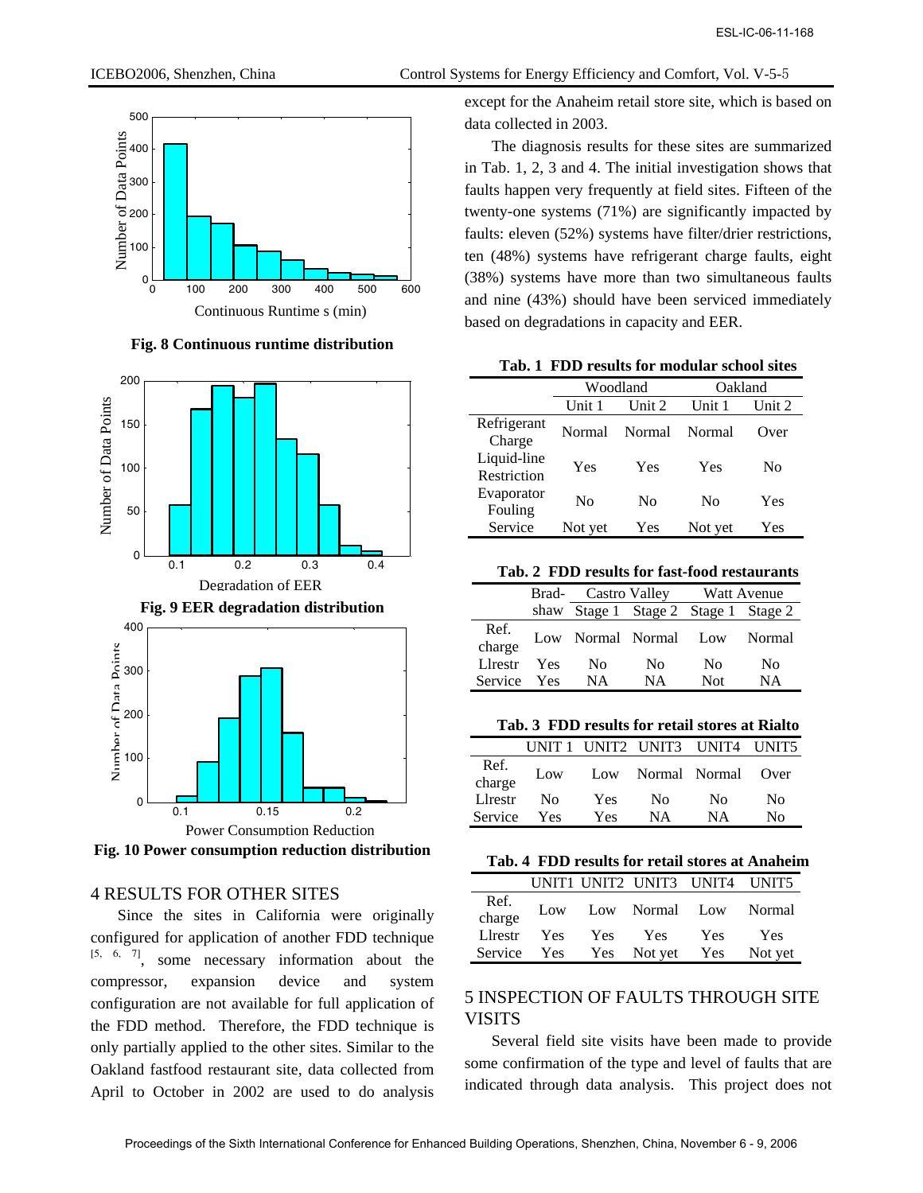Fig. 8 Continuous runtime distribution

Fig. 9 EER degradation distribution

Fig. 10 Power consumption reduction distribution

## 4 RESULTS FOR OTHER SITES

Since the sites in California were originally configured for application of another FDD technique [5, 6, 7], some necessary information about the compressor, expansion device and system configuration are not available for full application of the FDD method. Therefore, the FDD technique is only partially applied to the other sites. Similar to the Oakland fastfood restaurant site, data collected from April to October in 2002 are used to do analysis except for the Anaheim retail store site, which is based on data collected in 2003.

The diagnosis results for these sites are summarized in Tab. 1, 2, 3 and 4. The initial investigation shows that faults happen very frequently at field sites. Fifteen of the twenty-one systems (71%) are significantly impacted by faults: eleven (52%) systems have filter/drier restrictions, ten (48%) systems have refrigerant charge faults, eight (38%) systems have more than two simultaneous faults and nine (43%) should have been serviced immediately based on degradations in capacity and EER.

**Tab. 1 FDD results for modular school sites**

| | Woodland | | Oakland | |
|---|---|---|---|---|
| | Unit 1 | Unit 2 | Unit 1 | Unit 2 |
| Refrigerant Charge | Normal | Normal | Normal | Over |
| Liquid-line Restriction | Yes | Yes | Yes | No |
| Evaporator Fouling | No | No | No | Yes |
| Service | Not yet | Yes | Not yet | Yes |

**Tab. 2 FDD results for fast-food restaurants**

| | Brad-shaw | Castro Valley | | Watt Avenue | |
|---|---|---|---|---|---|
| | | Stage 1 | Stage 2 | Stage 1 | Stage 2 |
| Ref. charge | Low | Normal | Normal | Low | Normal |
| Llrestr | Yes | No | No | No | No |
| Service | Yes | NA | NA | Not | NA |

**Tab. 3 FDD results for retail stores at Rialto**

| | UNIT 1 | UNIT2 | UNIT3 | UNIT4 | UNIT5 |
|---|---|---|---|---|---|
| Ref. charge | Low | Low | Normal | Normal | Over |
| Llrestr | No | Yes | No | No | No |
| Service | Yes | Yes | NA | NA | No |

**Tab. 4 FDD results for retail stores at Anaheim**

| | UNIT1 | UNIT2 | UNIT3 | UNIT4 | UNIT5 |
|---|---|---|---|---|---|
| Ref. charge | Low | Low | Normal | Low | Normal |
| Llrestr | Yes | Yes | Yes | Yes | Yes |
| Service | Yes | Yes | Not yet | Yes | Not yet |

## 5 INSPECTION OF FAULTS THROUGH SITE VISITS

Several field site visits have been made to provide some confirmation of the type and level of faults that are indicated through data analysis. This project does not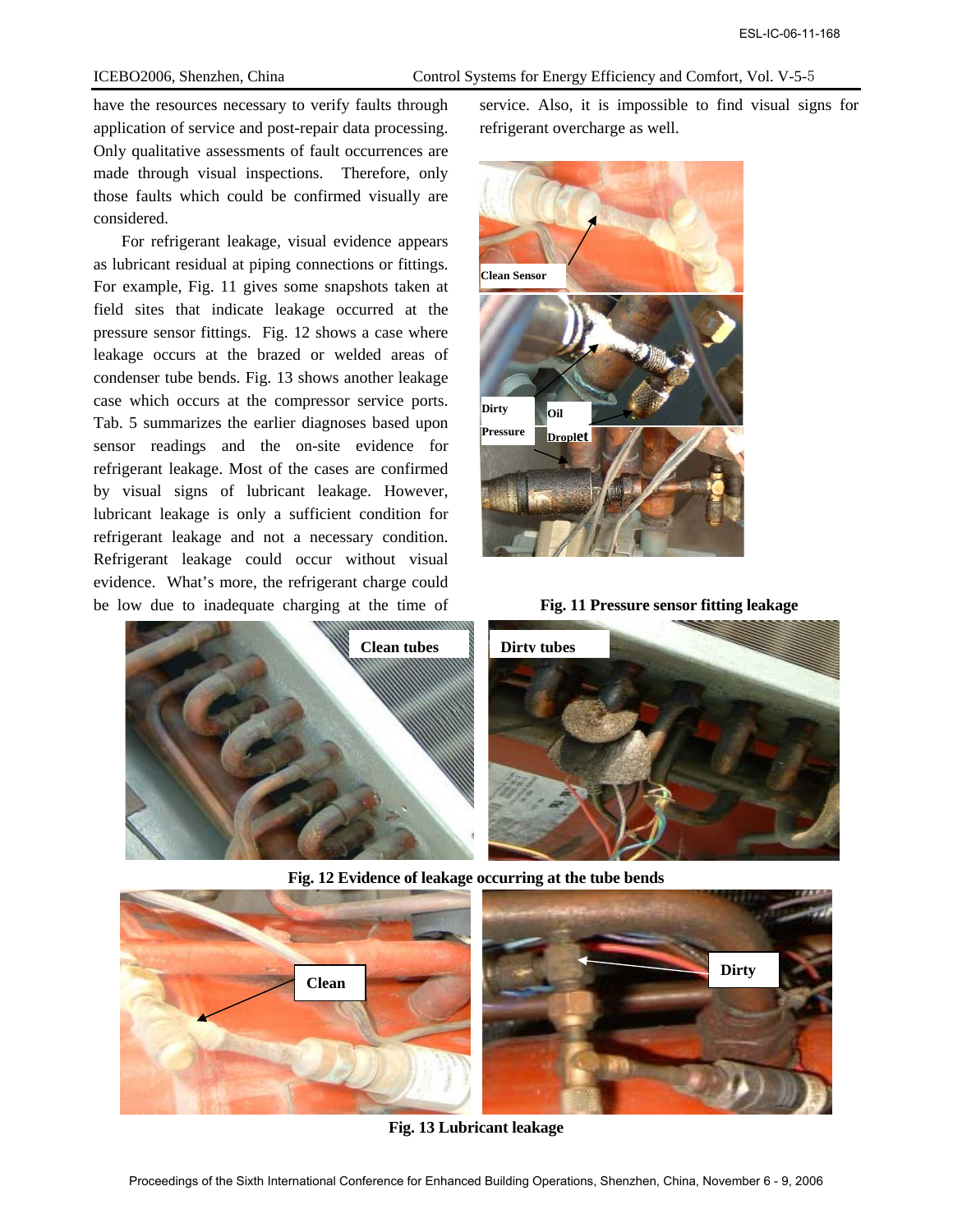have the resources necessary to verify faults through application of service and post-repair data processing. Only qualitative assessments of fault occurrences are made through visual inspections. Therefore, only those faults which could be confirmed visually are considered.

For refrigerant leakage, visual evidence appears as lubricant residual at piping connections or fittings. For example, Fig. 11 gives some snapshots taken at field sites that indicate leakage occurred at the pressure sensor fittings. Fig. 12 shows a case where leakage occurs at the brazed or welded areas of condenser tube bends. Fig. 13 shows another leakage case which occurs at the compressor service ports. Tab. 5 summarizes the earlier diagnoses based upon sensor readings and the on-site evidence for refrigerant leakage. Most of the cases are confirmed by visual signs of lubricant leakage. However, lubricant leakage is only a sufficient condition for refrigerant leakage and not a necessary condition. Refrigerant leakage could occur without visual evidence. What's more, the refrigerant charge could be low due to inadequate charging at the time of service. Also, it is impossible to find visual signs for refrigerant overcharge as well.

**Fig. 11 Pressure sensor fitting leakage**

**Fig. 12 Evidence of leakage occurring at the tube bends**

**Fig. 13 Lubricant leakage**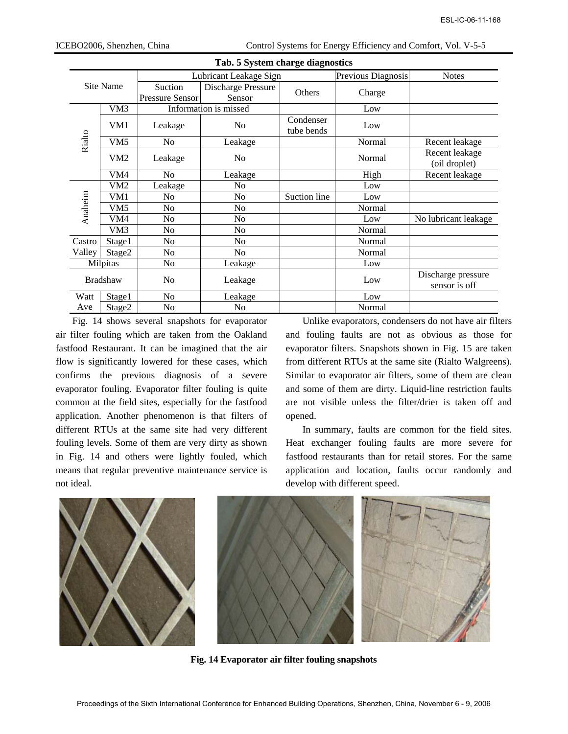**Tab. 5 System charge diagnostics**

| Site Name | | Lubricant Leakage Sign | | | Previous Diagnosis | Notes |
|---|---|---|---|---|---|---|
| | | Suction Pressure Sensor | Discharge Pressure Sensor | Others | Charge | |
| Rialto | VM3 | Information is missed | | | Low | |
| | VM1 | Leakage | No | Condenser tube bends | Low | |
| | VM5 | No | Leakage | | Normal | Recent leakage |
| | VM2 | Leakage | No | | Normal | Recent leakage (oil droplet) |
| | VM4 | No | Leakage | | High | Recent leakage |
| Anaheim | VM2 | Leakage | No | | Low | |
| | VM1 | No | No | Suction line | Low | |
| | VM5 | No | No | | Normal | |
| | VM4 | No | No | | Low | No lubricant leakage |
| | VM3 | No | No | | Normal | |
| Castro Valley | Stage1 | No | No | | Normal | |
| | Stage2 | No | No | | Normal | |
| Milpitas | | No | Leakage | | Low | |
| Bradshaw | | No | Leakage | | Low | Discharge pressure sensor is off |
| Watt Ave | Stage1 | No | Leakage | | Low | |
| | Stage2 | No | No | | Normal | |

Fig. 14 shows several snapshots for evaporator air filter fouling which are taken from the Oakland fastfood Restaurant. It can be imagined that the air flow is significantly lowered for these cases, which confirms the previous diagnosis of a severe evaporator fouling. Evaporator filter fouling is quite common at the field sites, especially for the fastfood application. Another phenomenon is that filters of different RTUs at the same site had very different fouling levels. Some of them are very dirty as shown in Fig. 14 and others were lightly fouled, which means that regular preventive maintenance service is not ideal.

Unlike evaporators, condensers do not have air filters and fouling faults are not as obvious as those for evaporator filters. Snapshots shown in Fig. 15 are taken from different RTUs at the same site (Rialto Walgreens). Similar to evaporator air filters, some of them are clean and some of them are dirty. Liquid-line restriction faults are not visible unless the filter/drier is taken off and opened.

In summary, faults are common for the field sites. Heat exchanger fouling faults are more severe for fastfood restaurants than for retail stores. For the same application and location, faults occur randomly and develop with different speed.

**Fig. 14 Evaporator air filter fouling snapshots**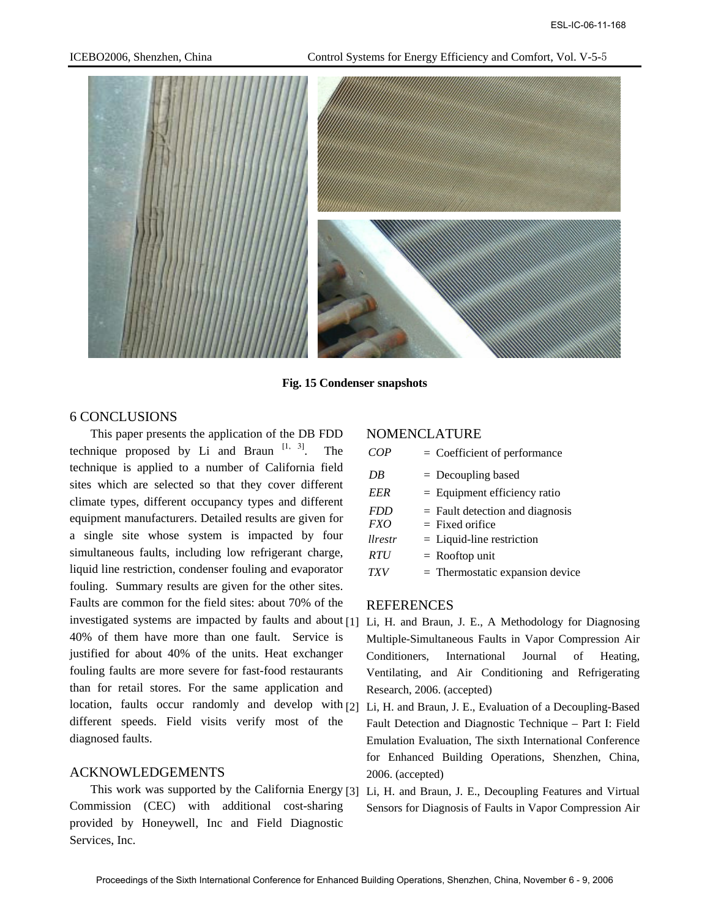**Fig. 15 Condenser snapshots**

## 6 CONCLUSIONS

This paper presents the application of the DB FDD technique proposed by Li and Braun [1, 3]. The technique is applied to a number of California field sites which are selected so that they cover different climate types, different occupancy types and different equipment manufacturers. Detailed results are given for a single site whose system is impacted by four simultaneous faults, including low refrigerant charge, liquid line restriction, condenser fouling and evaporator fouling. Summary results are given for the other sites. Faults are common for the field sites: about 70% of the investigated systems are impacted by faults and about 40% of them have more than one fault. Service is justified for about 40% of the units. Heat exchanger fouling faults are more severe for fast-food restaurants than for retail stores. For the same application and location, faults occur randomly and develop with different speeds. Field visits verify most of the diagnosed faults.

## ACKNOWLEDGEMENTS

This work was supported by the California Energy Commission (CEC) with additional cost-sharing provided by Honeywell, Inc and Field Diagnostic Services, Inc.

## NOMENCLATURE

| | |
|---|---|
| *COP* | = Coefficient of performance |
| *DB* | = Decoupling based |
| *EER* | = Equipment efficiency ratio |
| *FDD* | = Fault detection and diagnosis |
| *FXO* | = Fixed orifice |
| *llrestr* | = Liquid-line restriction |
| *RTU* | = Rooftop unit |
| *TXV* | = Thermostatic expansion device |

## REFERENCES

[1] Li, H. and Braun, J. E., A Methodology for Diagnosing Multiple-Simultaneous Faults in Vapor Compression Air Conditioners, International Journal of Heating, Ventilating, and Air Conditioning and Refrigerating Research, 2006. (accepted)

[2] Li, H. and Braun, J. E., Evaluation of a Decoupling-Based Fault Detection and Diagnostic Technique – Part I: Field Emulation Evaluation, The sixth International Conference for Enhanced Building Operations, Shenzhen, China, 2006. (accepted)

[3] Li, H. and Braun, J. E., Decoupling Features and Virtual Sensors for Diagnosis of Faults in Vapor Compression Air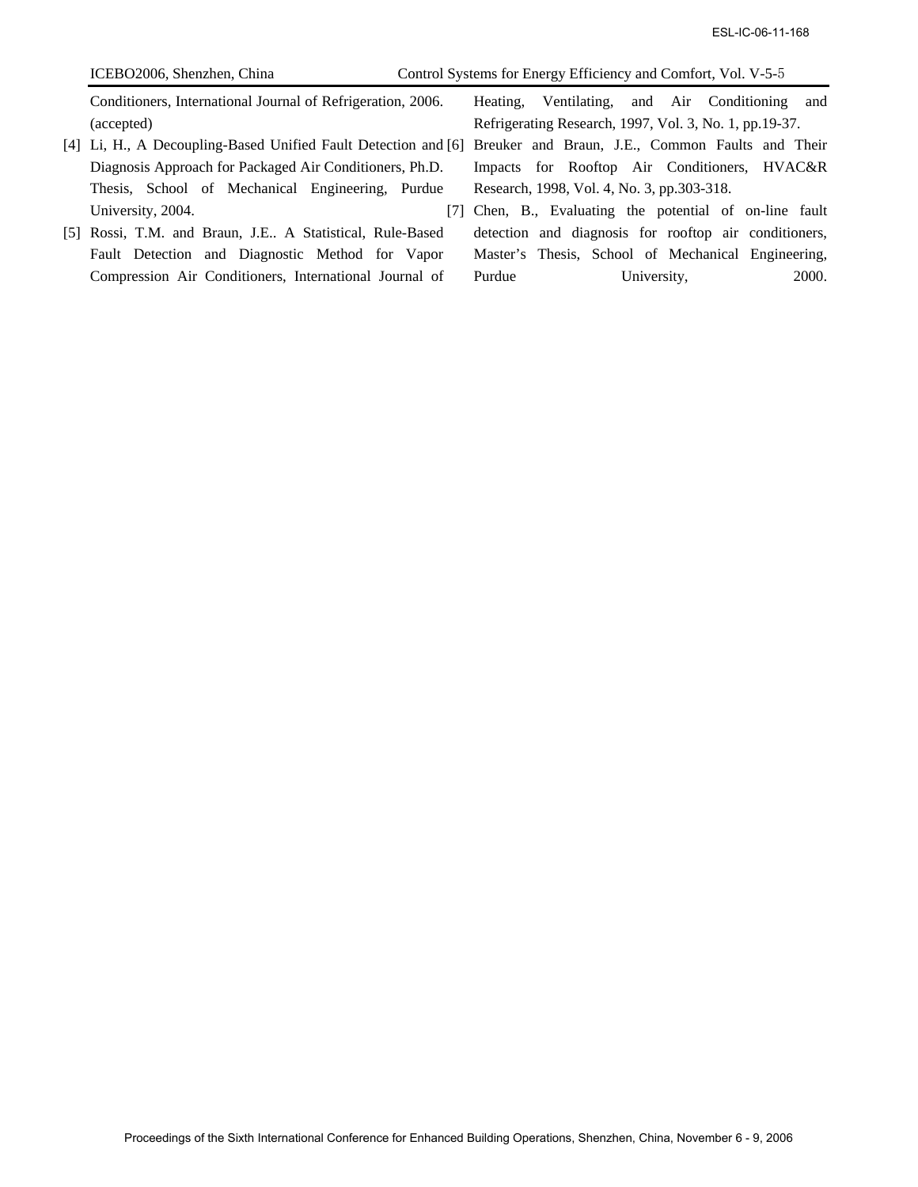Conditioners, International Journal of Refrigeration, 2006. (accepted)

[4] Li, H., A Decoupling-Based Unified Fault Detection and Diagnosis Approach for Packaged Air Conditioners, Ph.D. Thesis, School of Mechanical Engineering, Purdue University, 2004.

[5] Rossi, T.M. and Braun, J.E.. A Statistical, Rule-Based Fault Detection and Diagnostic Method for Vapor Compression Air Conditioners, International Journal of Heating, Ventilating, and Air Conditioning and Refrigerating Research, 1997, Vol. 3, No. 1, pp.19-37.

[6] Breuker and Braun, J.E., Common Faults and Their Impacts for Rooftop Air Conditioners, HVAC&R Research, 1998, Vol. 4, No. 3, pp.303-318.

[7] Chen, B., Evaluating the potential of on-line fault detection and diagnosis for rooftop air conditioners, Master's Thesis, School of Mechanical Engineering, Purdue University, 2000.